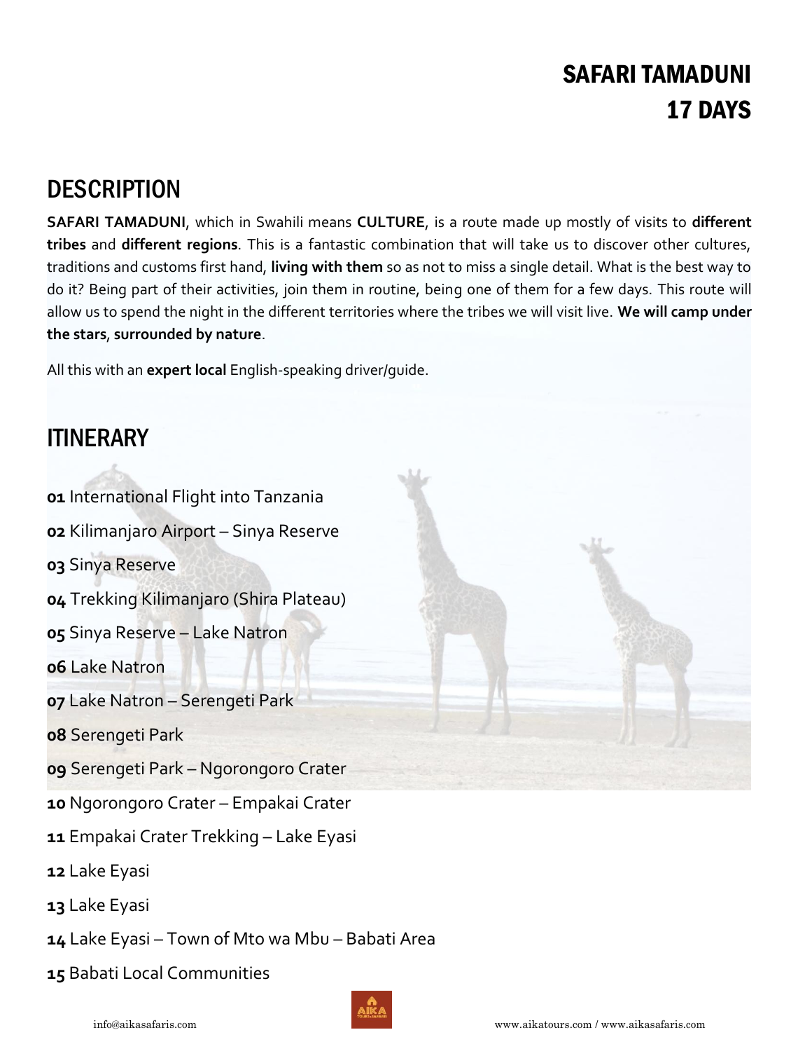# SAFARI TAMADUNI
# 17 DAYS

## DESCRIPTION

**SAFARI TAMADUNI**, which in Swahili means **CULTURE**, is a route made up mostly of visits to **different tribes** and **different regions**. This is a fantastic combination that will take us to discover other cultures, traditions and customs first hand, **living with them** so as not to miss a single detail. What is the best way to do it? Being part of their activities, join them in routine, being one of them for a few days. This route will allow us to spend the night in the different territories where the tribes we will visit live. **We will camp under the stars**, **surrounded by nature**.

All this with an **expert local** English-speaking driver/guide.

## ITINERARY

**01** International Flight into Tanzania

**02** Kilimanjaro Airport – Sinya Reserve

**03** Sinya Reserve

**04** Trekking Kilimanjaro (Shira Plateau)

**05** Sinya Reserve – Lake Natron

**06** Lake Natron

**07** Lake Natron – Serengeti Park

**08** Serengeti Park

**09** Serengeti Park – Ngorongoro Crater

**10** Ngorongoro Crater – Empakai Crater

**11** Empakai Crater Trekking – Lake Eyasi

**12** Lake Eyasi

**13** Lake Eyasi

**14** Lake Eyasi – Town of Mto wa Mbu – Babati Area

**15** Babati Local Communities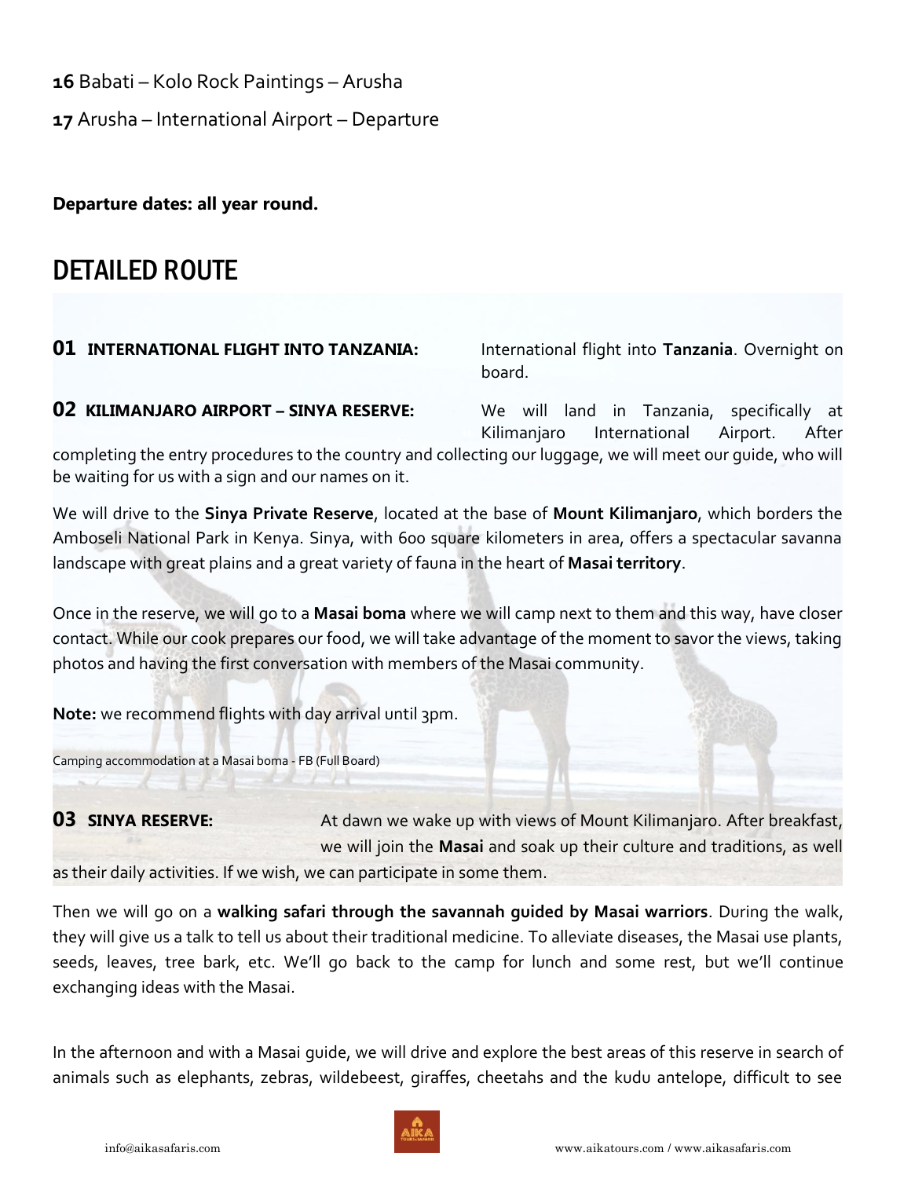**16** Babati – Kolo Rock Paintings – Arusha

**17** Arusha – International Airport – Departure

**Departure dates: all year round.**

## DETAILED ROUTE

**01 INTERNATIONAL FLIGHT INTO TANZANIA:** International flight into **Tanzania**. Overnight on board.

**02 KILIMANJARO AIRPORT – SINYA RESERVE:** We will land in Tanzania, specifically at Kilimanjaro International Airport. After completing the entry procedures to the country and collecting our luggage, we will meet our guide, who will be waiting for us with a sign and our names on it.

We will drive to the **Sinya Private Reserve**, located at the base of **Mount Kilimanjaro**, which borders the Amboseli National Park in Kenya. Sinya, with 600 square kilometers in area, offers a spectacular savanna landscape with great plains and a great variety of fauna in the heart of **Masai territory**.

Once in the reserve, we will go to a **Masai boma** where we will camp next to them and this way, have closer contact. While our cook prepares our food, we will take advantage of the moment to savor the views, taking photos and having the first conversation with members of the Masai community.

**Note:** we recommend flights with day arrival until 3pm.

Camping accommodation at a Masai boma - FB (Full Board)

**03 SINYA RESERVE:** At dawn we wake up with views of Mount Kilimanjaro. After breakfast, we will join the **Masai** and soak up their culture and traditions, as well as their daily activities. If we wish, we can participate in some them.

Then we will go on a **walking safari through the savannah guided by Masai warriors**. During the walk, they will give us a talk to tell us about their traditional medicine. To alleviate diseases, the Masai use plants, seeds, leaves, tree bark, etc. We'll go back to the camp for lunch and some rest, but we'll continue exchanging ideas with the Masai.

In the afternoon and with a Masai guide, we will drive and explore the best areas of this reserve in search of animals such as elephants, zebras, wildebeest, giraffes, cheetahs and the kudu antelope, difficult to see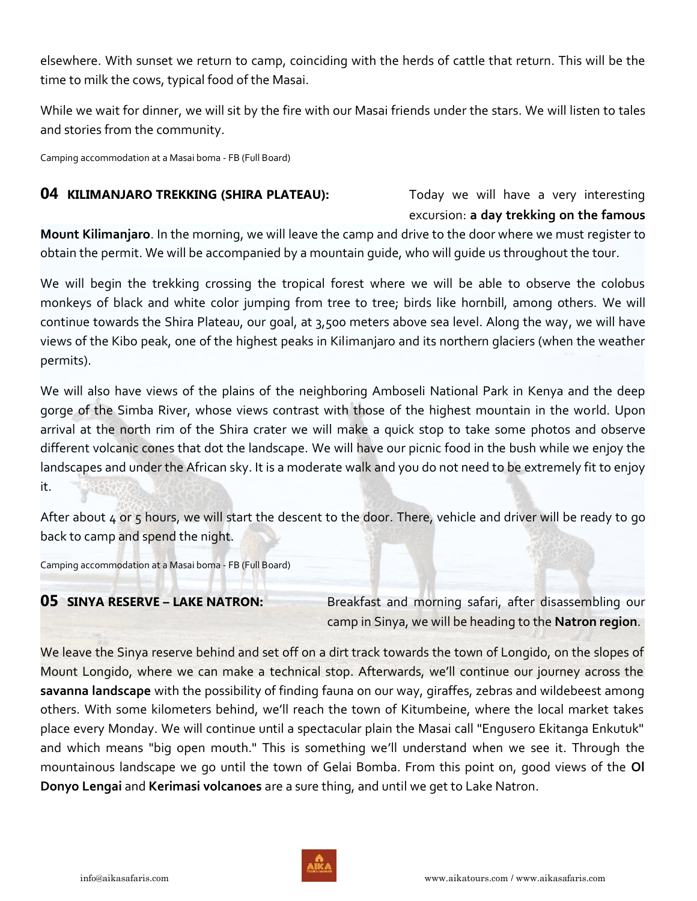elsewhere. With sunset we return to camp, coinciding with the herds of cattle that return. This will be the time to milk the cows, typical food of the Masai.

While we wait for dinner, we will sit by the fire with our Masai friends under the stars. We will listen to tales and stories from the community.

Camping accommodation at a Masai boma - FB (Full Board)

## 04 KILIMANJARO TREKKING (SHIRA PLATEAU):

Today we will have a very interesting excursion: **a day trekking on the famous Mount Kilimanjaro**. In the morning, we will leave the camp and drive to the door where we must register to obtain the permit. We will be accompanied by a mountain guide, who will guide us throughout the tour.

We will begin the trekking crossing the tropical forest where we will be able to observe the colobus monkeys of black and white color jumping from tree to tree; birds like hornbill, among others. We will continue towards the Shira Plateau, our goal, at 3,500 meters above sea level. Along the way, we will have views of the Kibo peak, one of the highest peaks in Kilimanjaro and its northern glaciers (when the weather permits).

We will also have views of the plains of the neighboring Amboseli National Park in Kenya and the deep gorge of the Simba River, whose views contrast with those of the highest mountain in the world. Upon arrival at the north rim of the Shira crater we will make a quick stop to take some photos and observe different volcanic cones that dot the landscape. We will have our picnic food in the bush while we enjoy the landscapes and under the African sky. It is a moderate walk and you do not need to be extremely fit to enjoy it.

After about 4 or 5 hours, we will start the descent to the door. There, vehicle and driver will be ready to go back to camp and spend the night.

Camping accommodation at a Masai boma - FB (Full Board)

## 05 SINYA RESERVE – LAKE NATRON:

Breakfast and morning safari, after disassembling our camp in Sinya, we will be heading to the **Natron region**.

We leave the Sinya reserve behind and set off on a dirt track towards the town of Longido, on the slopes of Mount Longido, where we can make a technical stop. Afterwards, we'll continue our journey across the **savanna landscape** with the possibility of finding fauna on our way, giraffes, zebras and wildebeest among others. With some kilometers behind, we'll reach the town of Kitumbeine, where the local market takes place every Monday. We will continue until a spectacular plain the Masai call "Engusero Ekitanga Enkutuk" and which means "big open mouth." This is something we'll understand when we see it. Through the mountainous landscape we go until the town of Gelai Bomba. From this point on, good views of the **Ol Donyo Lengai** and **Kerimasi volcanoes** are a sure thing, and until we get to Lake Natron.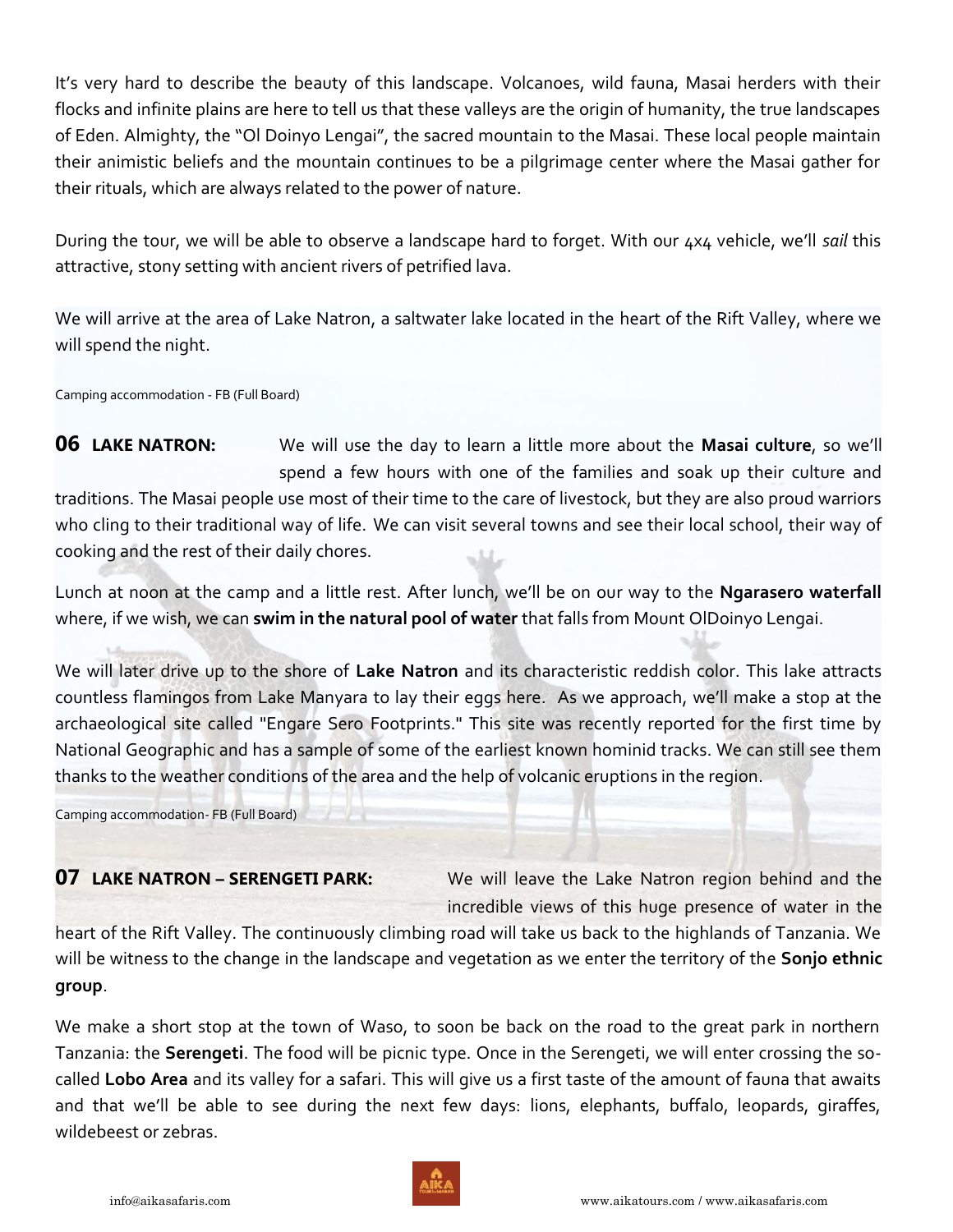It's very hard to describe the beauty of this landscape. Volcanoes, wild fauna, Masai herders with their flocks and infinite plains are here to tell us that these valleys are the origin of humanity, the true landscapes of Eden. Almighty, the "Ol Doinyo Lengai", the sacred mountain to the Masai. These local people maintain their animistic beliefs and the mountain continues to be a pilgrimage center where the Masai gather for their rituals, which are always related to the power of nature.

During the tour, we will be able to observe a landscape hard to forget. With our 4x4 vehicle, we'll *sail* this attractive, stony setting with ancient rivers of petrified lava.

We will arrive at the area of Lake Natron, a saltwater lake located in the heart of the Rift Valley, where we will spend the night.

Camping accommodation - FB (Full Board)

**06 LAKE NATRON:** We will use the day to learn a little more about the **Masai culture**, so we'll spend a few hours with one of the families and soak up their culture and traditions. The Masai people use most of their time to the care of livestock, but they are also proud warriors who cling to their traditional way of life. We can visit several towns and see their local school, their way of cooking and the rest of their daily chores.

Lunch at noon at the camp and a little rest. After lunch, we'll be on our way to the **Ngarasero waterfall** where, if we wish, we can **swim in the natural pool of water** that falls from Mount OlDoinyo Lengai.

We will later drive up to the shore of **Lake Natron** and its characteristic reddish color. This lake attracts countless flamingos from Lake Manyara to lay their eggs here. As we approach, we'll make a stop at the archaeological site called "Engare Sero Footprints." This site was recently reported for the first time by National Geographic and has a sample of some of the earliest known hominid tracks. We can still see them thanks to the weather conditions of the area and the help of volcanic eruptions in the region.

Camping accommodation- FB (Full Board)

**07 LAKE NATRON – SERENGETI PARK:** We will leave the Lake Natron region behind and the incredible views of this huge presence of water in the heart of the Rift Valley. The continuously climbing road will take us back to the highlands of Tanzania. We will be witness to the change in the landscape and vegetation as we enter the territory of the **Sonjo ethnic group**.

We make a short stop at the town of Waso, to soon be back on the road to the great park in northern Tanzania: the **Serengeti**. The food will be picnic type. Once in the Serengeti, we will enter crossing the so-called **Lobo Area** and its valley for a safari. This will give us a first taste of the amount of fauna that awaits and that we'll be able to see during the next few days: lions, elephants, buffalo, leopards, giraffes, wildebeest or zebras.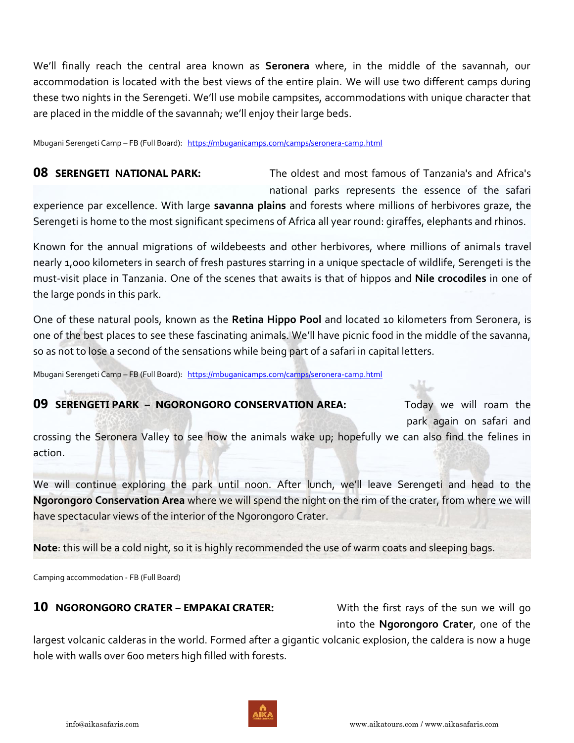We'll finally reach the central area known as **Seronera** where, in the middle of the savannah, our accommodation is located with the best views of the entire plain. We will use two different camps during these two nights in the Serengeti. We'll use mobile campsites, accommodations with unique character that are placed in the middle of the savannah; we'll enjoy their large beds.

Mbugani Serengeti Camp – FB (Full Board): https://mbuganicamps.com/camps/seronera-camp.html

## 08 SERENGETI NATIONAL PARK:

The oldest and most famous of Tanzania's and Africa's national parks represents the essence of the safari experience par excellence. With large **savanna plains** and forests where millions of herbivores graze, the Serengeti is home to the most significant specimens of Africa all year round: giraffes, elephants and rhinos.

Known for the annual migrations of wildebeests and other herbivores, where millions of animals travel nearly 1,000 kilometers in search of fresh pastures starring in a unique spectacle of wildlife, Serengeti is the must-visit place in Tanzania. One of the scenes that awaits is that of hippos and **Nile crocodiles** in one of the large ponds in this park.

One of these natural pools, known as the **Retina Hippo Pool** and located 10 kilometers from Seronera, is one of the best places to see these fascinating animals. We'll have picnic food in the middle of the savanna, so as not to lose a second of the sensations while being part of a safari in capital letters.

Mbugani Serengeti Camp – FB (Full Board): https://mbuganicamps.com/camps/seronera-camp.html

## 09 SERENGETI PARK – NGORONGORO CONSERVATION AREA:

Today we will roam the park again on safari and crossing the Seronera Valley to see how the animals wake up; hopefully we can also find the felines in action.

We will continue exploring the park until noon. After lunch, we'll leave Serengeti and head to the **Ngorongoro Conservation Area** where we will spend the night on the rim of the crater, from where we will have spectacular views of the interior of the Ngorongoro Crater.

**Note**: this will be a cold night, so it is highly recommended the use of warm coats and sleeping bags.

Camping accommodation - FB (Full Board)

## 10 NGORONGORO CRATER – EMPAKAI CRATER:

With the first rays of the sun we will go into the **Ngorongoro Crater**, one of the largest volcanic calderas in the world. Formed after a gigantic volcanic explosion, the caldera is now a huge hole with walls over 600 meters high filled with forests.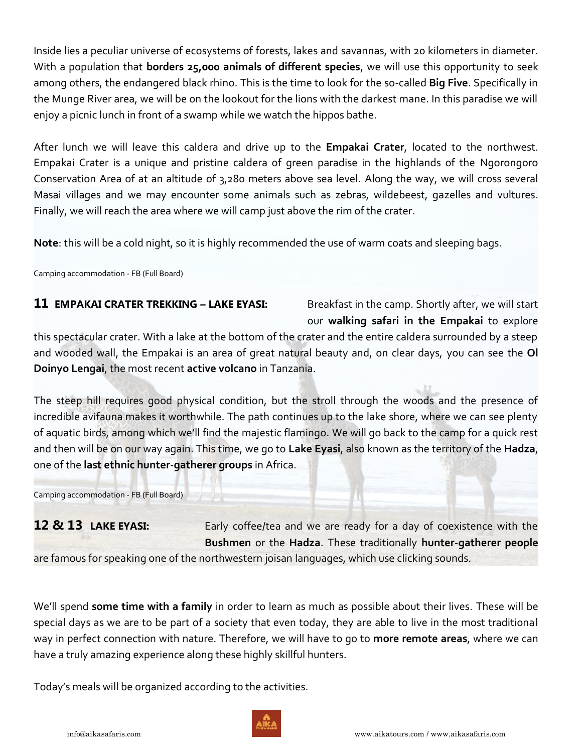Inside lies a peculiar universe of ecosystems of forests, lakes and savannas, with 20 kilometers in diameter. With a population that **borders 25,000 animals of different species**, we will use this opportunity to seek among others, the endangered black rhino. This is the time to look for the so-called **Big Five**. Specifically in the Munge River area, we will be on the lookout for the lions with the darkest mane. In this paradise we will enjoy a picnic lunch in front of a swamp while we watch the hippos bathe.

After lunch we will leave this caldera and drive up to the **Empakai Crater**, located to the northwest. Empakai Crater is a unique and pristine caldera of green paradise in the highlands of the Ngorongoro Conservation Area of at an altitude of 3,280 meters above sea level. Along the way, we will cross several Masai villages and we may encounter some animals such as zebras, wildebeest, gazelles and vultures. Finally, we will reach the area where we will camp just above the rim of the crater.

**Note**: this will be a cold night, so it is highly recommended the use of warm coats and sleeping bags.

Camping accommodation - FB (Full Board)

**11 EMPAKAI CRATER TREKKING – LAKE EYASI:** Breakfast in the camp. Shortly after, we will start our **walking safari in the Empakai** to explore this spectacular crater. With a lake at the bottom of the crater and the entire caldera surrounded by a steep and wooded wall, the Empakai is an area of great natural beauty and, on clear days, you can see the **Ol Doinyo Lengai**, the most recent **active volcano** in Tanzania.

The steep hill requires good physical condition, but the stroll through the woods and the presence of incredible avifauna makes it worthwhile. The path continues up to the lake shore, where we can see plenty of aquatic birds, among which we'll find the majestic flamingo. We will go back to the camp for a quick rest and then will be on our way again. This time, we go to **Lake Eyasi**, also known as the territory of the **Hadza**, one of the **last ethnic hunter-gatherer groups** in Africa.

Camping accommodation - FB (Full Board)

**12 & 13 LAKE EYASI:** Early coffee/tea and we are ready for a day of coexistence with the **Bushmen** or the **Hadza**. These traditionally **hunter-gatherer people** are famous for speaking one of the northwestern joisan languages, which use clicking sounds.

We'll spend **some time with a family** in order to learn as much as possible about their lives. These will be special days as we are to be part of a society that even today, they are able to live in the most traditional way in perfect connection with nature. Therefore, we will have to go to **more remote areas**, where we can have a truly amazing experience along these highly skillful hunters.

Today's meals will be organized according to the activities.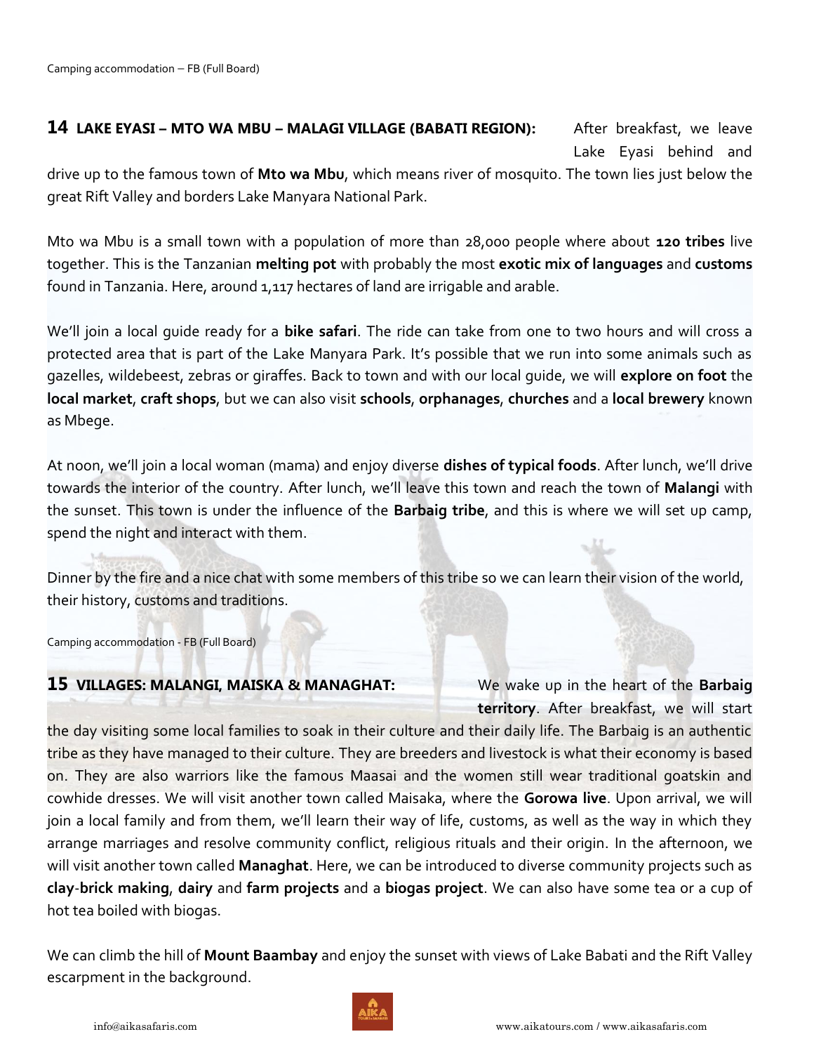Camping accommodation – FB (Full Board)

## 14 LAKE EYASI – MTO WA MBU – MALAGI VILLAGE (BABATI REGION):

After breakfast, we leave Lake Eyasi behind and drive up to the famous town of **Mto wa Mbu**, which means river of mosquito. The town lies just below the great Rift Valley and borders Lake Manyara National Park.

Mto wa Mbu is a small town with a population of more than 28,000 people where about **120 tribes** live together. This is the Tanzanian **melting pot** with probably the most **exotic mix of languages** and **customs** found in Tanzania. Here, around 1,117 hectares of land are irrigable and arable.

We'll join a local guide ready for a **bike safari**. The ride can take from one to two hours and will cross a protected area that is part of the Lake Manyara Park. It's possible that we run into some animals such as gazelles, wildebeest, zebras or giraffes. Back to town and with our local guide, we will **explore on foot** the **local market**, **craft shops**, but we can also visit **schools**, **orphanages**, **churches** and a **local brewery** known as Mbege.

At noon, we'll join a local woman (mama) and enjoy diverse **dishes of typical foods**. After lunch, we'll drive towards the interior of the country. After lunch, we'll leave this town and reach the town of **Malangi** with the sunset. This town is under the influence of the **Barbaig tribe**, and this is where we will set up camp, spend the night and interact with them.

Dinner by the fire and a nice chat with some members of this tribe so we can learn their vision of the world, their history, customs and traditions.

Camping accommodation - FB (Full Board)

## 15 VILLAGES: MALANGI, MAISKA & MANAGHAT:

We wake up in the heart of the **Barbaig territory**. After breakfast, we will start the day visiting some local families to soak in their culture and their daily life. The Barbaig is an authentic tribe as they have managed to their culture. They are breeders and livestock is what their economy is based on. They are also warriors like the famous Maasai and the women still wear traditional goatskin and cowhide dresses. We will visit another town called Maisaka, where the **Gorowa live**. Upon arrival, we will join a local family and from them, we'll learn their way of life, customs, as well as the way in which they arrange marriages and resolve community conflict, religious rituals and their origin. In the afternoon, we will visit another town called **Managhat**. Here, we can be introduced to diverse community projects such as **clay-brick making**, **dairy** and **farm projects** and a **biogas project**. We can also have some tea or a cup of hot tea boiled with biogas.

We can climb the hill of **Mount Baambay** and enjoy the sunset with views of Lake Babati and the Rift Valley escarpment in the background.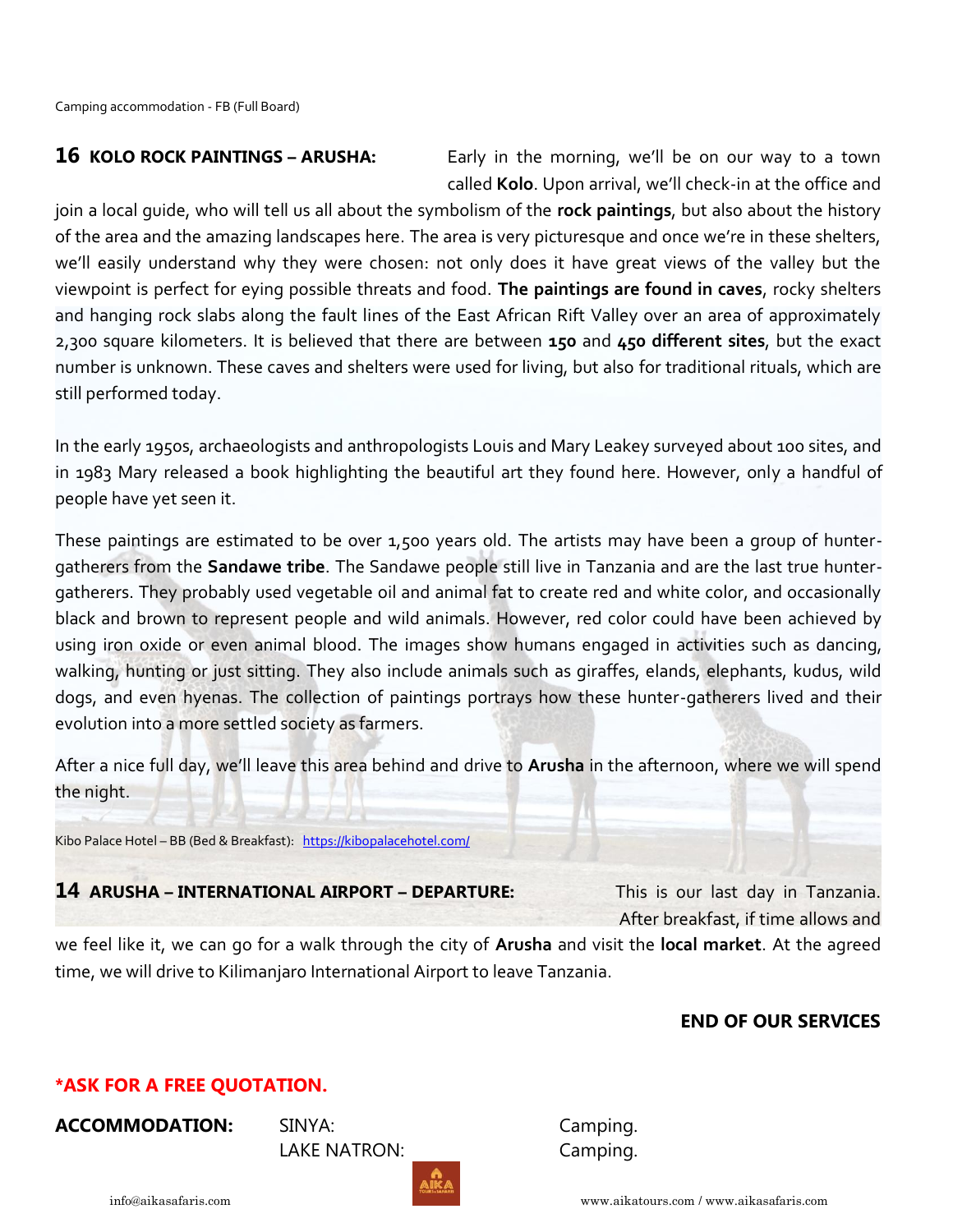Camping accommodation - FB (Full Board)

**16 KOLO ROCK PAINTINGS – ARUSHA:** Early in the morning, we'll be on our way to a town called **Kolo**. Upon arrival, we'll check-in at the office and join a local guide, who will tell us all about the symbolism of the **rock paintings**, but also about the history of the area and the amazing landscapes here. The area is very picturesque and once we're in these shelters, we'll easily understand why they were chosen: not only does it have great views of the valley but the viewpoint is perfect for eying possible threats and food. **The paintings are found in caves**, rocky shelters and hanging rock slabs along the fault lines of the East African Rift Valley over an area of approximately 2,300 square kilometers. It is believed that there are between **150** and **450 different sites**, but the exact number is unknown. These caves and shelters were used for living, but also for traditional rituals, which are still performed today.

In the early 1950s, archaeologists and anthropologists Louis and Mary Leakey surveyed about 100 sites, and in 1983 Mary released a book highlighting the beautiful art they found here. However, only a handful of people have yet seen it.

These paintings are estimated to be over 1,500 years old. The artists may have been a group of hunter-gatherers from the **Sandawe tribe**. The Sandawe people still live in Tanzania and are the last true hunter-gatherers. They probably used vegetable oil and animal fat to create red and white color, and occasionally black and brown to represent people and wild animals. However, red color could have been achieved by using iron oxide or even animal blood. The images show humans engaged in activities such as dancing, walking, hunting or just sitting. They also include animals such as giraffes, elands, elephants, kudus, wild dogs, and even hyenas. The collection of paintings portrays how these hunter-gatherers lived and their evolution into a more settled society as farmers.

After a nice full day, we'll leave this area behind and drive to **Arusha** in the afternoon, where we will spend the night.

Kibo Palace Hotel – BB (Bed & Breakfast): https://kibopalacehotel.com/

**14 ARUSHA – INTERNATIONAL AIRPORT – DEPARTURE:** This is our last day in Tanzania. After breakfast, if time allows and we feel like it, we can go for a walk through the city of **Arusha** and visit the **local market**. At the agreed time, we will drive to Kilimanjaro International Airport to leave Tanzania.

**END OF OUR SERVICES**

**\*ASK FOR A FREE QUOTATION.**

**ACCOMMODATION:**

| | |
|---|---|
| SINYA: | Camping. |
| LAKE NATRON: | Camping. |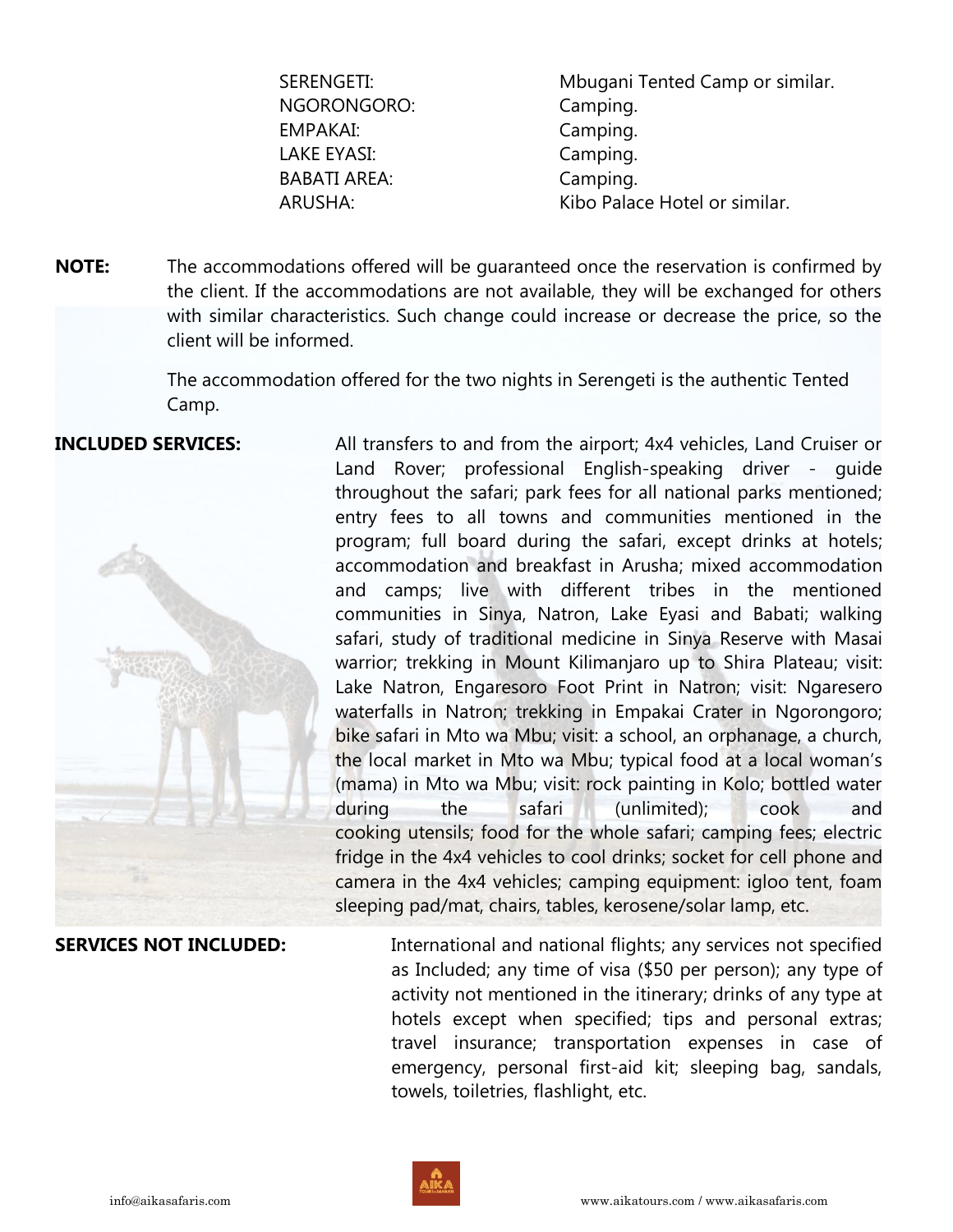| | |
|---|---|
| SERENGETI: | Mbugani Tented Camp or similar. |
| NGORONGORO: | Camping. |
| EMPAKAI: | Camping. |
| LAKE EYASI: | Camping. |
| BABATI AREA: | Camping. |
| ARUSHA: | Kibo Palace Hotel or similar. |

**NOTE:** The accommodations offered will be guaranteed once the reservation is confirmed by the client. If the accommodations are not available, they will be exchanged for others with similar characteristics. Such change could increase or decrease the price, so the client will be informed.

The accommodation offered for the two nights in Serengeti is the authentic Tented Camp.

**INCLUDED SERVICES:** All transfers to and from the airport; 4x4 vehicles, Land Cruiser or Land Rover; professional English-speaking driver - guide throughout the safari; park fees for all national parks mentioned; entry fees to all towns and communities mentioned in the program; full board during the safari, except drinks at hotels; accommodation and breakfast in Arusha; mixed accommodation and camps; live with different tribes in the mentioned communities in Sinya, Natron, Lake Eyasi and Babati; walking safari, study of traditional medicine in Sinya Reserve with Masai warrior; trekking in Mount Kilimanjaro up to Shira Plateau; visit: Lake Natron, Engaresoro Foot Print in Natron; visit: Ngaresero waterfalls in Natron; trekking in Empakai Crater in Ngorongoro; bike safari in Mto wa Mbu; visit: a school, an orphanage, a church, the local market in Mto wa Mbu; typical food at a local woman's (mama) in Mto wa Mbu; visit: rock painting in Kolo; bottled water during the safari (unlimited); cook and cooking utensils; food for the whole safari; camping fees; electric fridge in the 4x4 vehicles to cool drinks; socket for cell phone and camera in the 4x4 vehicles; camping equipment: igloo tent, foam sleeping pad/mat, chairs, tables, kerosene/solar lamp, etc.

**SERVICES NOT INCLUDED:** International and national flights; any services not specified as Included; any time of visa ($50 per person); any type of activity not mentioned in the itinerary; drinks of any type at hotels except when specified; tips and personal extras; travel insurance; transportation expenses in case of emergency, personal first-aid kit; sleeping bag, sandals, towels, toiletries, flashlight, etc.